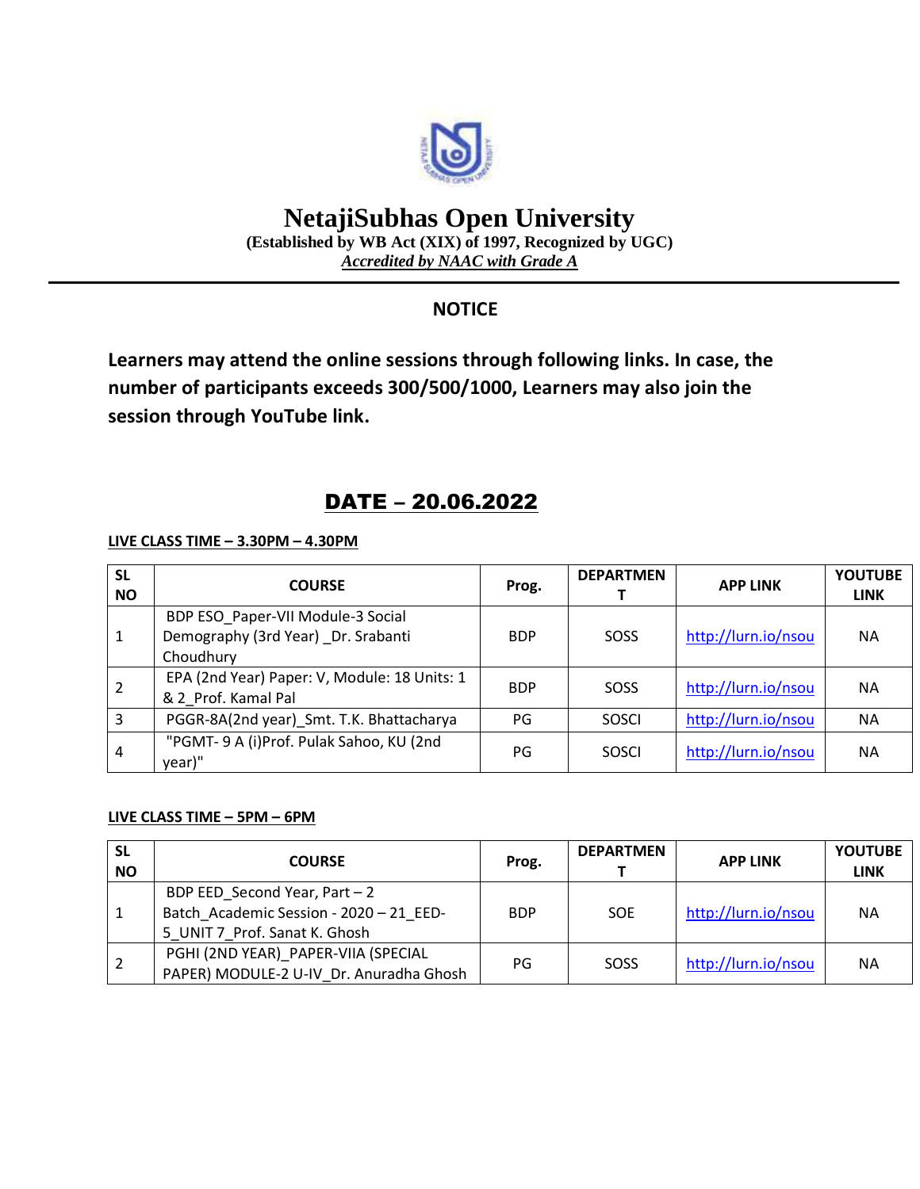# NetajiSubhas Open University

**(Established by WB Act (XIX) of 1997, Recognized by UGC)**

***Accredited by NAAC with Grade A***

## NOTICE

**Learners may attend the online sessions through following links. In case, the number of participants exceeds 300/500/1000, Learners may also join the session through YouTube link.**

## DATE – 20.06.2022

**LIVE CLASS TIME – 3.30PM – 4.30PM**

| SL NO | COURSE | Prog. | DEPARTMENT | APP LINK | YOUTUBE LINK |
|---|---|---|---|---|---|
| 1 | BDP ESO_Paper-VII Module-3 Social Demography (3rd Year) _Dr. Srabanti Choudhury | BDP | SOSS | http://lurn.io/nsou | NA |
| 2 | EPA (2nd Year) Paper: V, Module: 18 Units: 1 & 2_Prof. Kamal Pal | BDP | SOSS | http://lurn.io/nsou | NA |
| 3 | PGGR-8A(2nd year)_Smt. T.K. Bhattacharya | PG | SOSCI | http://lurn.io/nsou | NA |
| 4 | "PGMT- 9 A (i)Prof. Pulak Sahoo, KU (2nd year)" | PG | SOSCI | http://lurn.io/nsou | NA |

**LIVE CLASS TIME – 5PM – 6PM**

| SL NO | COURSE | Prog. | DEPARTMENT | APP LINK | YOUTUBE LINK |
|---|---|---|---|---|---|
| 1 | BDP EED_Second Year, Part – 2 Batch_Academic Session - 2020 – 21_EED-5_UNIT 7_Prof. Sanat K. Ghosh | BDP | SOE | http://lurn.io/nsou | NA |
| 2 | PGHI (2ND YEAR)_PAPER-VIIA (SPECIAL PAPER) MODULE-2 U-IV_Dr. Anuradha Ghosh | PG | SOSS | http://lurn.io/nsou | NA |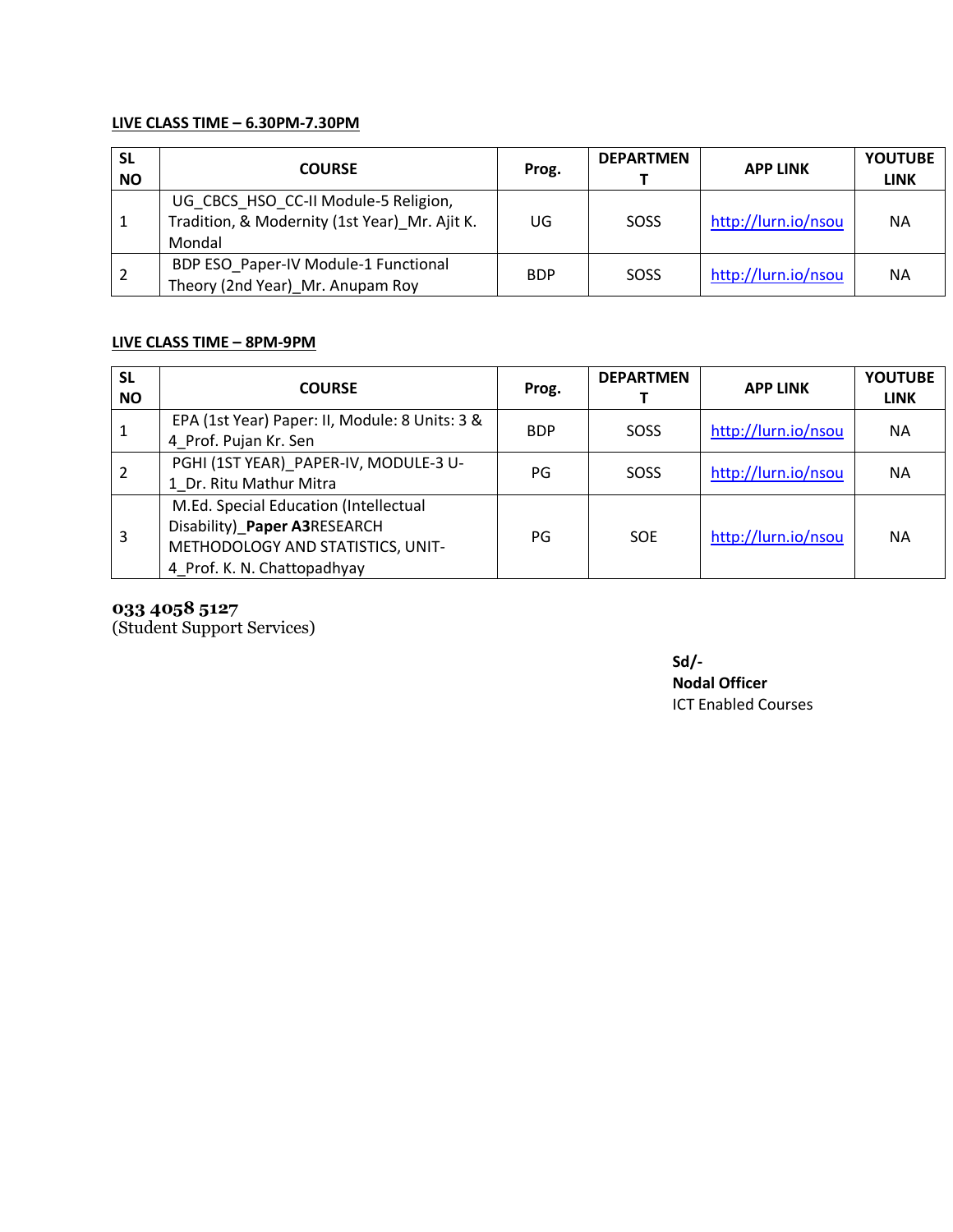**LIVE CLASS TIME – 6.30PM-7.30PM**

| SL NO | COURSE | Prog. | DEPARTMENT | APP LINK | YOUTUBE LINK |
|---|---|---|---|---|---|
| 1 | UG_CBCS_HSO_CC-II Module-5 Religion, Tradition, & Modernity (1st Year)_Mr. Ajit K. Mondal | UG | SOSS | http://lurn.io/nsou | NA |
| 2 | BDP ESO_Paper-IV Module-1 Functional Theory (2nd Year)_Mr. Anupam Roy | BDP | SOSS | http://lurn.io/nsou | NA |

**LIVE CLASS TIME – 8PM-9PM**

| SL NO | COURSE | Prog. | DEPARTMENT | APP LINK | YOUTUBE LINK |
|---|---|---|---|---|---|
| 1 | EPA (1st Year) Paper: II, Module: 8 Units: 3 & 4_Prof. Pujan Kr. Sen | BDP | SOSS | http://lurn.io/nsou | NA |
| 2 | PGHI (1ST YEAR)_PAPER-IV, MODULE-3 U-1_Dr. Ritu Mathur Mitra | PG | SOSS | http://lurn.io/nsou | NA |
| 3 | M.Ed. Special Education (Intellectual Disability)_**Paper A3**RESEARCH METHODOLOGY AND STATISTICS, UNIT-4_Prof. K. N. Chattopadhyay | PG | SOE | http://lurn.io/nsou | NA |

**033 4058 5127**
(Student Support Services)

**Sd/-**
**Nodal Officer**
ICT Enabled Courses